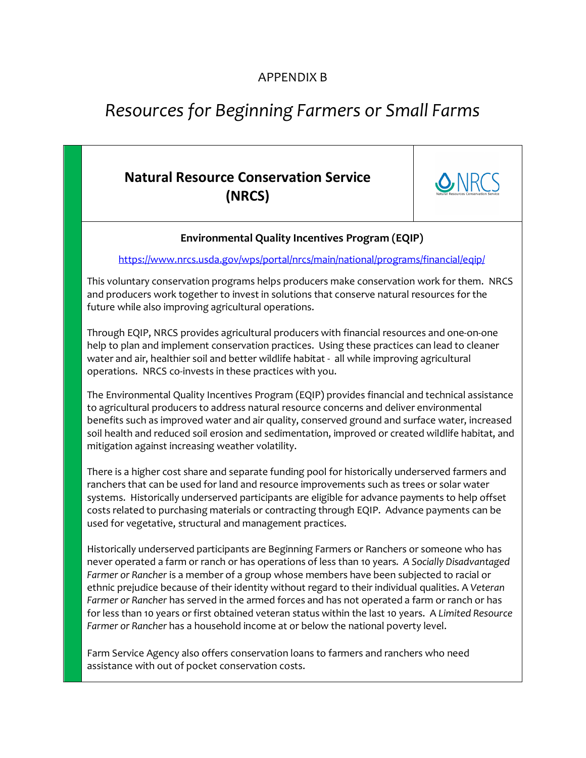APPENDIX B

# *Resources for Beginning Farmers or Small Farms*

## Natural Resource Conservation Service (NRCS)

### Environmental Quality Incentives Program (EQIP)

https://www.nrcs.usda.gov/wps/portal/nrcs/main/national/programs/financial/eqip/

This voluntary conservation programs helps producers make conservation work for them. NRCS and producers work together to invest in solutions that conserve natural resources for the future while also improving agricultural operations.

Through EQIP, NRCS provides agricultural producers with financial resources and one-on-one help to plan and implement conservation practices. Using these practices can lead to cleaner water and air, healthier soil and better wildlife habitat - all while improving agricultural operations. NRCS co-invests in these practices with you.

The Environmental Quality Incentives Program (EQIP) provides financial and technical assistance to agricultural producers to address natural resource concerns and deliver environmental benefits such as improved water and air quality, conserved ground and surface water, increased soil health and reduced soil erosion and sedimentation, improved or created wildlife habitat, and mitigation against increasing weather volatility.

There is a higher cost share and separate funding pool for historically underserved farmers and ranchers that can be used for land and resource improvements such as trees or solar water systems. Historically underserved participants are eligible for advance payments to help offset costs related to purchasing materials or contracting through EQIP. Advance payments can be used for vegetative, structural and management practices.

Historically underserved participants are Beginning Farmers or Ranchers or someone who has never operated a farm or ranch or has operations of less than 10 years. *A Socially Disadvantaged Farmer or Rancher* is a member of a group whose members have been subjected to racial or ethnic prejudice because of their identity without regard to their individual qualities. A *Veteran Farmer or Rancher* has served in the armed forces and has not operated a farm or ranch or has for less than 10 years or first obtained veteran status within the last 10 years. A *Limited Resource Farmer or Rancher* has a household income at or below the national poverty level.

Farm Service Agency also offers conservation loans to farmers and ranchers who need assistance with out of pocket conservation costs.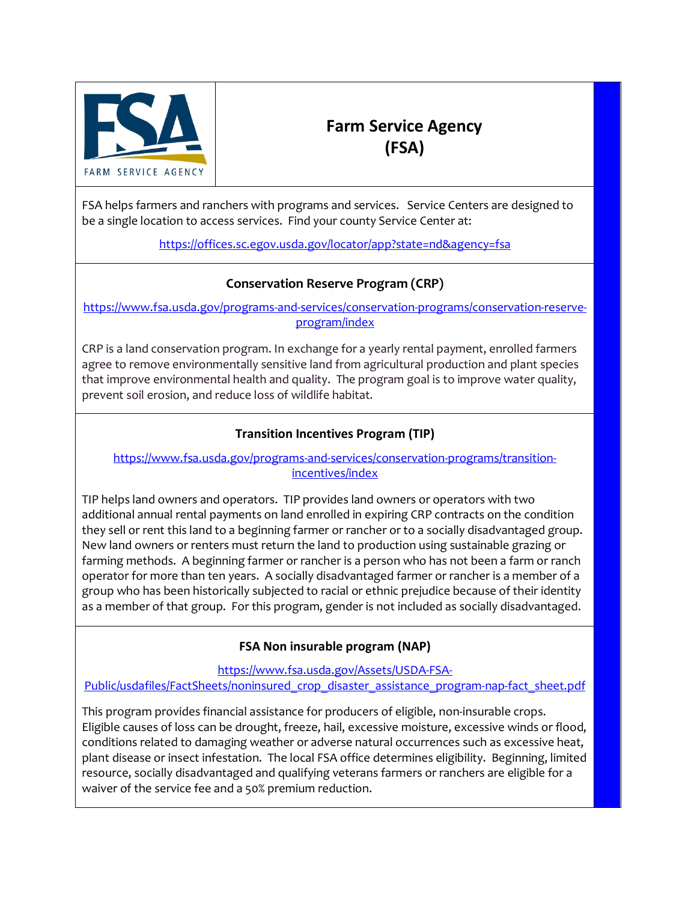# Farm Service Agency (FSA)

FSA helps farmers and ranchers with programs and services. Service Centers are designed to be a single location to access services. Find your county Service Center at:

https://offices.sc.egov.usda.gov/locator/app?state=nd&agency=fsa

## Conservation Reserve Program (CRP)

https://www.fsa.usda.gov/programs-and-services/conservation-programs/conservation-reserve-program/index

CRP is a land conservation program. In exchange for a yearly rental payment, enrolled farmers agree to remove environmentally sensitive land from agricultural production and plant species that improve environmental health and quality. The program goal is to improve water quality, prevent soil erosion, and reduce loss of wildlife habitat.

## Transition Incentives Program (TIP)

https://www.fsa.usda.gov/programs-and-services/conservation-programs/transition-incentives/index

TIP helps land owners and operators. TIP provides land owners or operators with two additional annual rental payments on land enrolled in expiring CRP contracts on the condition they sell or rent this land to a beginning farmer or rancher or to a socially disadvantaged group. New land owners or renters must return the land to production using sustainable grazing or farming methods. A beginning farmer or rancher is a person who has not been a farm or ranch operator for more than ten years. A socially disadvantaged farmer or rancher is a member of a group who has been historically subjected to racial or ethnic prejudice because of their identity as a member of that group. For this program, gender is not included as socially disadvantaged.

## FSA Non insurable program (NAP)

https://www.fsa.usda.gov/Assets/USDA-FSA-Public/usdafiles/FactSheets/noninsured_crop_disaster_assistance_program-nap-fact_sheet.pdf

This program provides financial assistance for producers of eligible, non-insurable crops. Eligible causes of loss can be drought, freeze, hail, excessive moisture, excessive winds or flood, conditions related to damaging weather or adverse natural occurrences such as excessive heat, plant disease or insect infestation. The local FSA office determines eligibility. Beginning, limited resource, socially disadvantaged and qualifying veterans farmers or ranchers are eligible for a waiver of the service fee and a 50% premium reduction.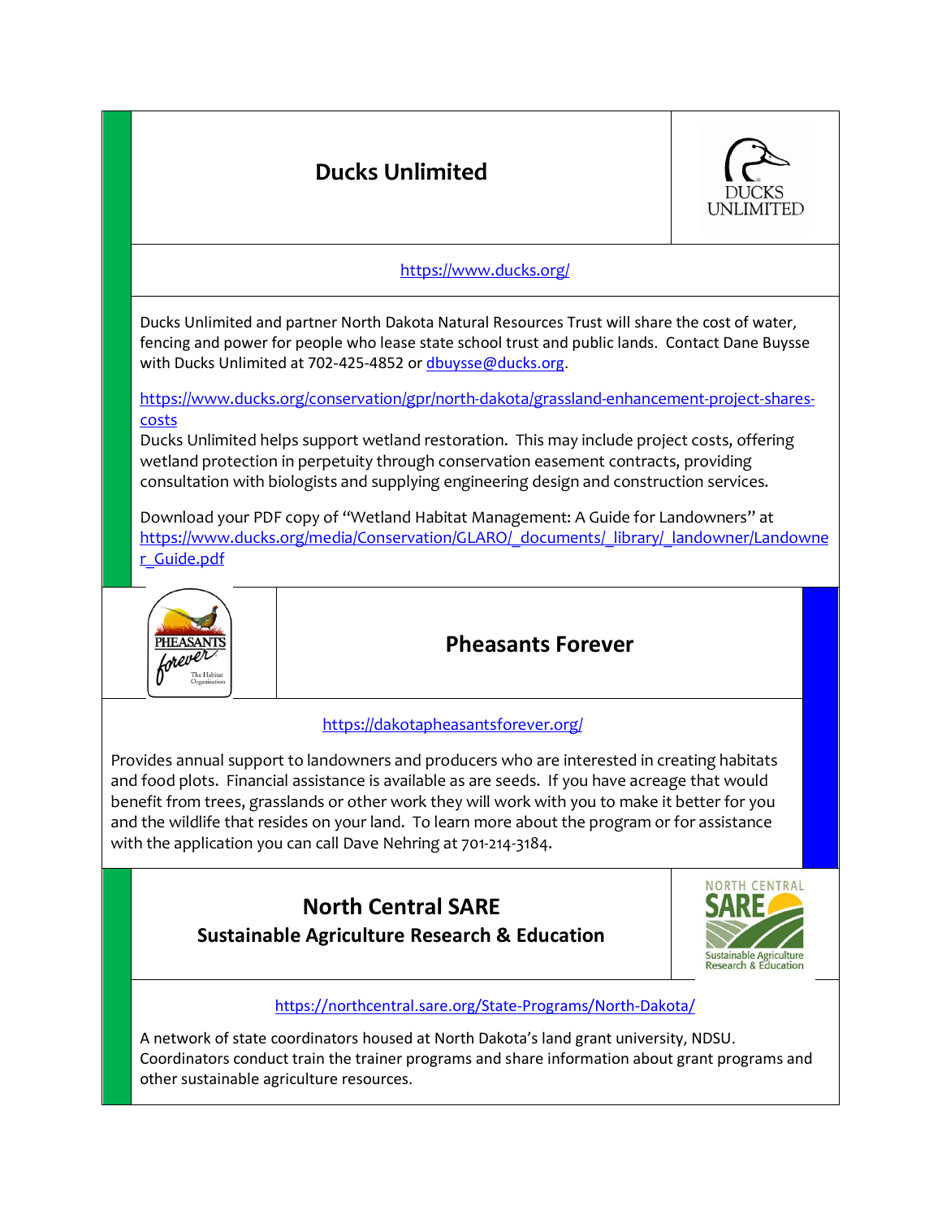## Ducks Unlimited

https://www.ducks.org/

Ducks Unlimited and partner North Dakota Natural Resources Trust will share the cost of water, fencing and power for people who lease state school trust and public lands. Contact Dane Buysse with Ducks Unlimited at 702-425-4852 or dbuysse@ducks.org.

https://www.ducks.org/conservation/gpr/north-dakota/grassland-enhancement-project-shares-costs
Ducks Unlimited helps support wetland restoration. This may include project costs, offering wetland protection in perpetuity through conservation easement contracts, providing consultation with biologists and supplying engineering design and construction services.

Download your PDF copy of "Wetland Habitat Management: A Guide for Landowners" at https://www.ducks.org/media/Conservation/GLARO/_documents/_library/_landowner/Landowner_Guide.pdf

## Pheasants Forever

https://dakotapheasantsforever.org/

Provides annual support to landowners and producers who are interested in creating habitats and food plots. Financial assistance is available as are seeds. If you have acreage that would benefit from trees, grasslands or other work they will work with you to make it better for you and the wildlife that resides on your land. To learn more about the program or for assistance with the application you can call Dave Nehring at 701-214-3184.

## North Central SARE
### Sustainable Agriculture Research & Education

https://northcentral.sare.org/State-Programs/North-Dakota/

A network of state coordinators housed at North Dakota's land grant university, NDSU. Coordinators conduct train the trainer programs and share information about grant programs and other sustainable agriculture resources.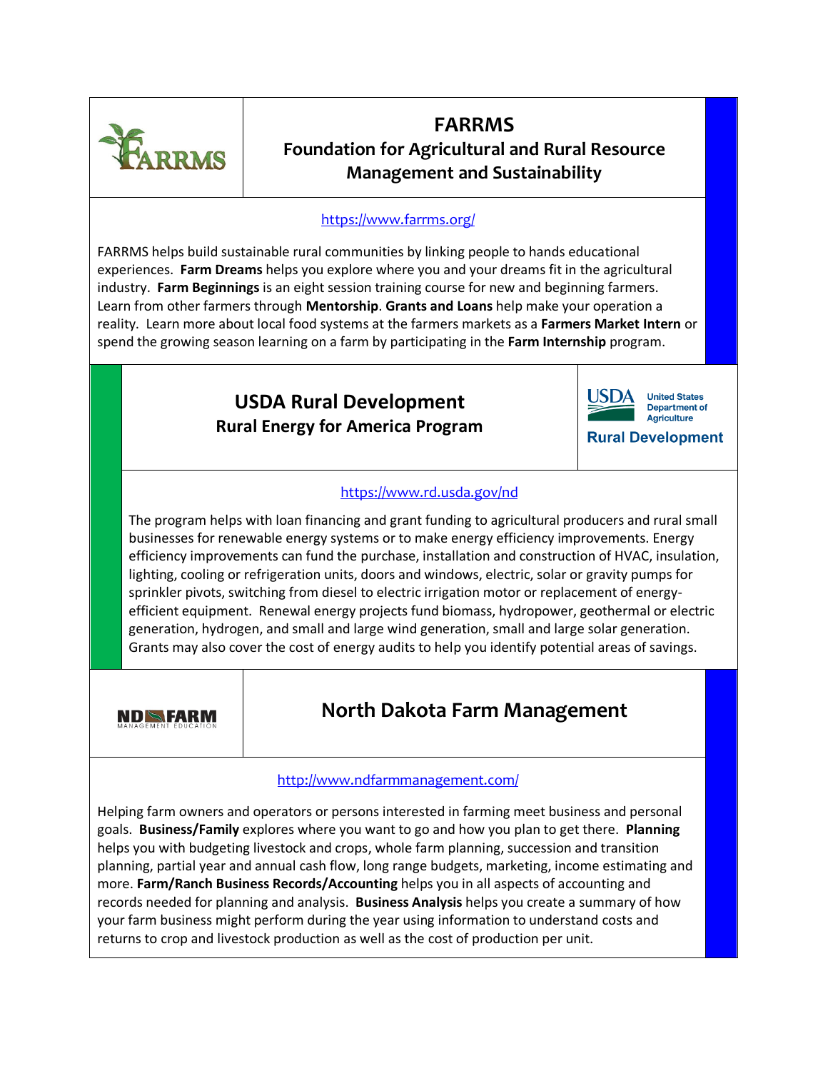## FARRMS

### Foundation for Agricultural and Rural Resource Management and Sustainability

https://www.farrms.org/

FARRMS helps build sustainable rural communities by linking people to hands educational experiences. **Farm Dreams** helps you explore where you and your dreams fit in the agricultural industry. **Farm Beginnings** is an eight session training course for new and beginning farmers. Learn from other farmers through **Mentorship**. **Grants and Loans** help make your operation a reality. Learn more about local food systems at the farmers markets as a **Farmers Market Intern** or spend the growing season learning on a farm by participating in the **Farm Internship** program.

## USDA Rural Development

### Rural Energy for America Program

https://www.rd.usda.gov/nd

The program helps with loan financing and grant funding to agricultural producers and rural small businesses for renewable energy systems or to make energy efficiency improvements. Energy efficiency improvements can fund the purchase, installation and construction of HVAC, insulation, lighting, cooling or refrigeration units, doors and windows, electric, solar or gravity pumps for sprinkler pivots, switching from diesel to electric irrigation motor or replacement of energy-efficient equipment. Renewal energy projects fund biomass, hydropower, geothermal or electric generation, hydrogen, and small and large wind generation, small and large solar generation. Grants may also cover the cost of energy audits to help you identify potential areas of savings.

## North Dakota Farm Management

http://www.ndfarmmanagement.com/

Helping farm owners and operators or persons interested in farming meet business and personal goals. **Business/Family** explores where you want to go and how you plan to get there. **Planning** helps you with budgeting livestock and crops, whole farm planning, succession and transition planning, partial year and annual cash flow, long range budgets, marketing, income estimating and more. **Farm/Ranch Business Records/Accounting** helps you in all aspects of accounting and records needed for planning and analysis. **Business Analysis** helps you create a summary of how your farm business might perform during the year using information to understand costs and returns to crop and livestock production as well as the cost of production per unit.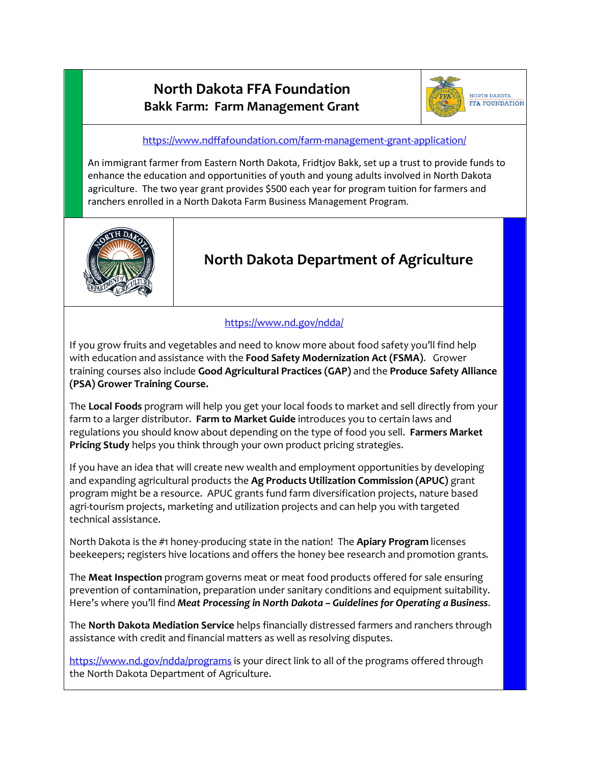## North Dakota FFA Foundation

### Bakk Farm: Farm Management Grant

NORTH DAKOTA FFA FOUNDATION

https://www.ndffafoundation.com/farm-management-grant-application/

An immigrant farmer from Eastern North Dakota, Fridtjov Bakk, set up a trust to provide funds to enhance the education and opportunities of youth and young adults involved in North Dakota agriculture. The two year grant provides $500 each year for program tuition for farmers and ranchers enrolled in a North Dakota Farm Business Management Program.

## North Dakota Department of Agriculture

https://www.nd.gov/ndda/

If you grow fruits and vegetables and need to know more about food safety you'll find help with education and assistance with the **Food Safety Modernization Act (FSMA)**. Grower training courses also include **Good Agricultural Practices (GAP)** and the **Produce Safety Alliance (PSA) Grower Training Course.**

The **Local Foods** program will help you get your local foods to market and sell directly from your farm to a larger distributor. **Farm to Market Guide** introduces you to certain laws and regulations you should know about depending on the type of food you sell. **Farmers Market Pricing Study** helps you think through your own product pricing strategies.

If you have an idea that will create new wealth and employment opportunities by developing and expanding agricultural products the **Ag Products Utilization Commission (APUC)** grant program might be a resource. APUC grants fund farm diversification projects, nature based agri-tourism projects, marketing and utilization projects and can help you with targeted technical assistance.

North Dakota is the #1 honey-producing state in the nation! The **Apiary Program** licenses beekeepers; registers hive locations and offers the honey bee research and promotion grants.

The **Meat Inspection** program governs meat or meat food products offered for sale ensuring prevention of contamination, preparation under sanitary conditions and equipment suitability. Here's where you'll find ***Meat Processing in North Dakota – Guidelines for Operating a Business***.

The **North Dakota Mediation Service** helps financially distressed farmers and ranchers through assistance with credit and financial matters as well as resolving disputes.

https://www.nd.gov/ndda/programs is your direct link to all of the programs offered through the North Dakota Department of Agriculture.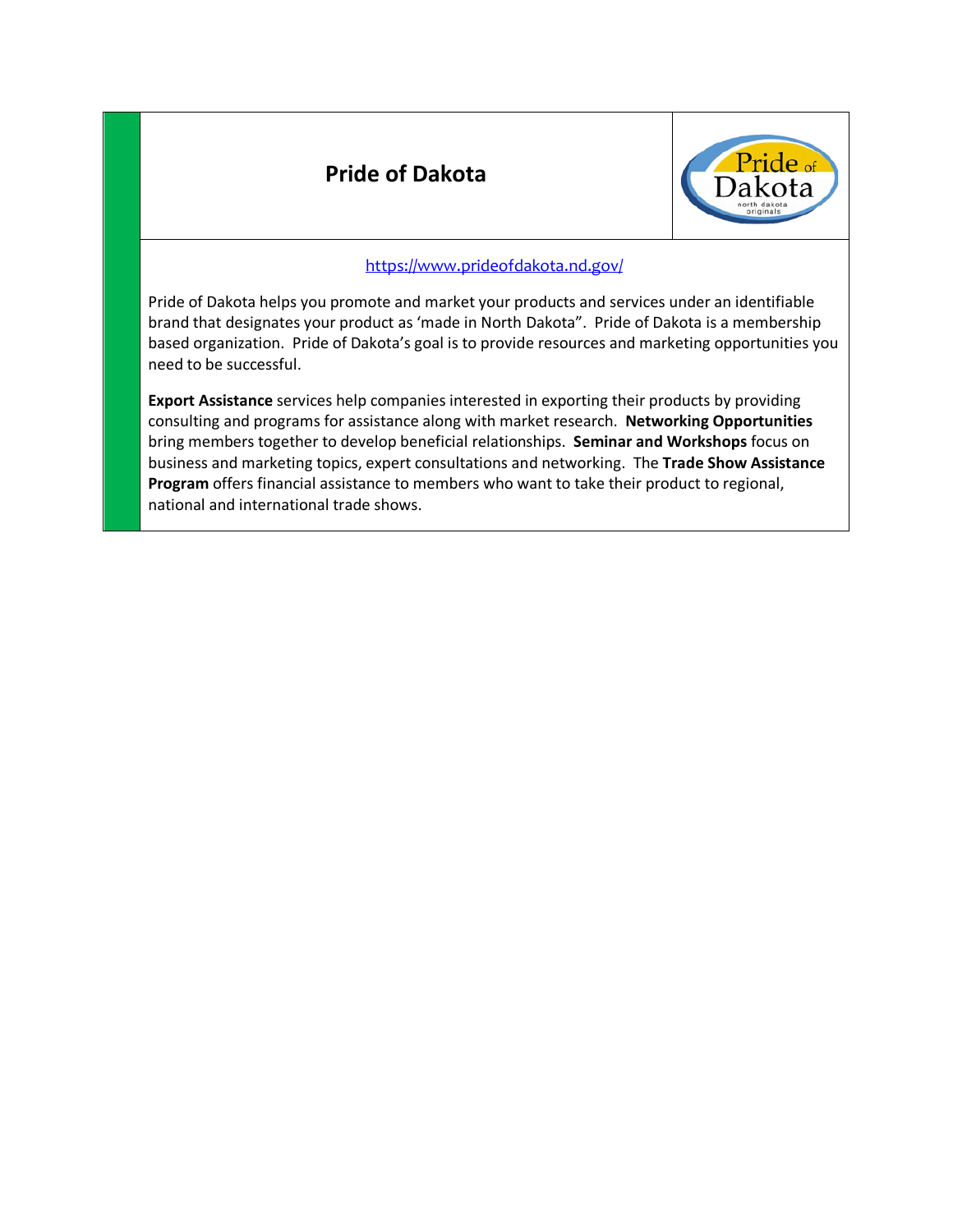## Pride of Dakota

https://www.prideofdakota.nd.gov/

Pride of Dakota helps you promote and market your products and services under an identifiable brand that designates your product as 'made in North Dakota". Pride of Dakota is a membership based organization. Pride of Dakota's goal is to provide resources and marketing opportunities you need to be successful.

**Export Assistance** services help companies interested in exporting their products by providing consulting and programs for assistance along with market research. **Networking Opportunities** bring members together to develop beneficial relationships. **Seminar and Workshops** focus on business and marketing topics, expert consultations and networking. The **Trade Show Assistance Program** offers financial assistance to members who want to take their product to regional, national and international trade shows.